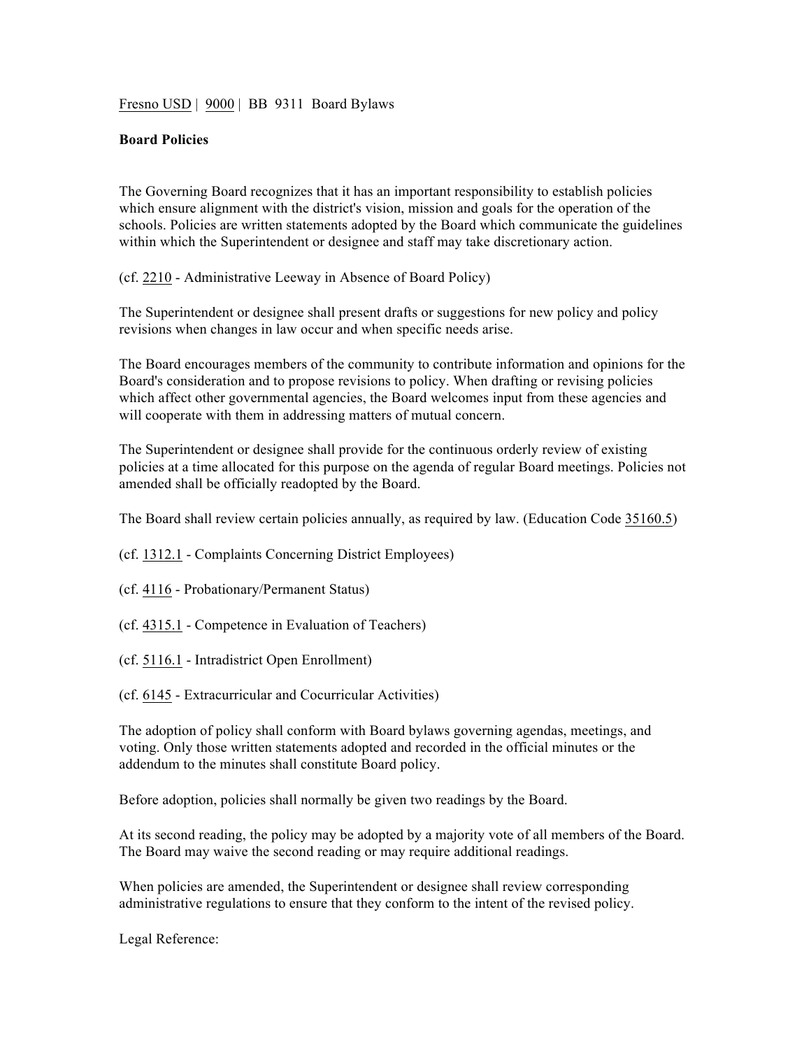Fresno USD | 9000 | BB 9311 Board Bylaws

**Board Policies**

The Governing Board recognizes that it has an important responsibility to establish policies which ensure alignment with the district's vision, mission and goals for the operation of the schools. Policies are written statements adopted by the Board which communicate the guidelines within which the Superintendent or designee and staff may take discretionary action.

(cf. 2210 - Administrative Leeway in Absence of Board Policy)

The Superintendent or designee shall present drafts or suggestions for new policy and policy revisions when changes in law occur and when specific needs arise.

The Board encourages members of the community to contribute information and opinions for the Board's consideration and to propose revisions to policy. When drafting or revising policies which affect other governmental agencies, the Board welcomes input from these agencies and will cooperate with them in addressing matters of mutual concern.

The Superintendent or designee shall provide for the continuous orderly review of existing policies at a time allocated for this purpose on the agenda of regular Board meetings. Policies not amended shall be officially readopted by the Board.

The Board shall review certain policies annually, as required by law. (Education Code 35160.5)

(cf. 1312.1 - Complaints Concerning District Employees)

(cf. 4116 - Probationary/Permanent Status)

(cf. 4315.1 - Competence in Evaluation of Teachers)

(cf. 5116.1 - Intradistrict Open Enrollment)

(cf. 6145 - Extracurricular and Cocurricular Activities)

The adoption of policy shall conform with Board bylaws governing agendas, meetings, and voting. Only those written statements adopted and recorded in the official minutes or the addendum to the minutes shall constitute Board policy.

Before adoption, policies shall normally be given two readings by the Board.

At its second reading, the policy may be adopted by a majority vote of all members of the Board. The Board may waive the second reading or may require additional readings.

When policies are amended, the Superintendent or designee shall review corresponding administrative regulations to ensure that they conform to the intent of the revised policy.

Legal Reference: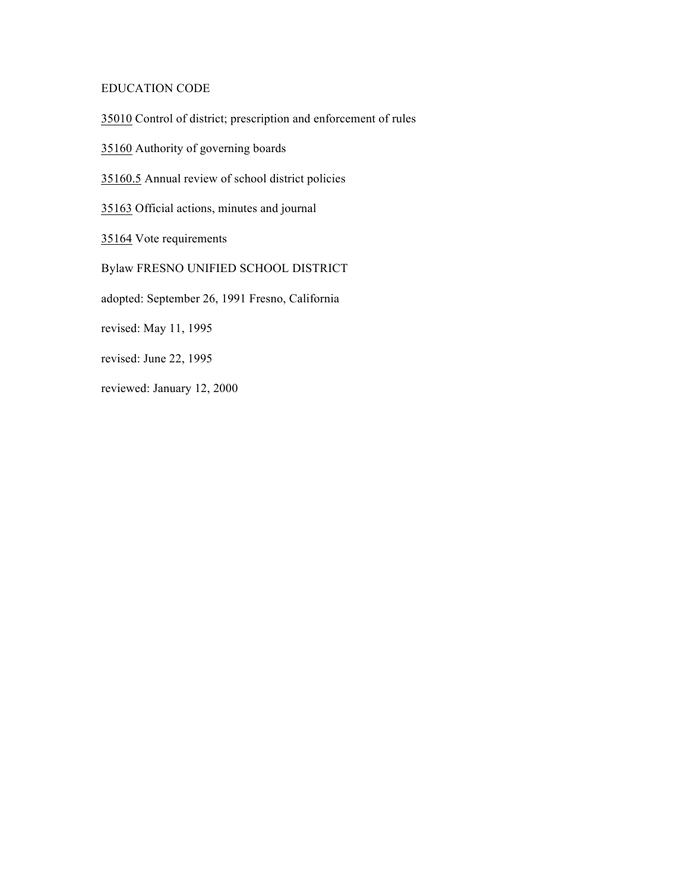EDUCATION CODE

35010 Control of district; prescription and enforcement of rules

35160 Authority of governing boards

35160.5 Annual review of school district policies

35163 Official actions, minutes and journal

35164 Vote requirements

Bylaw FRESNO UNIFIED SCHOOL DISTRICT

adopted: September 26, 1991 Fresno, California

revised: May 11, 1995

revised: June 22, 1995

reviewed: January 12, 2000